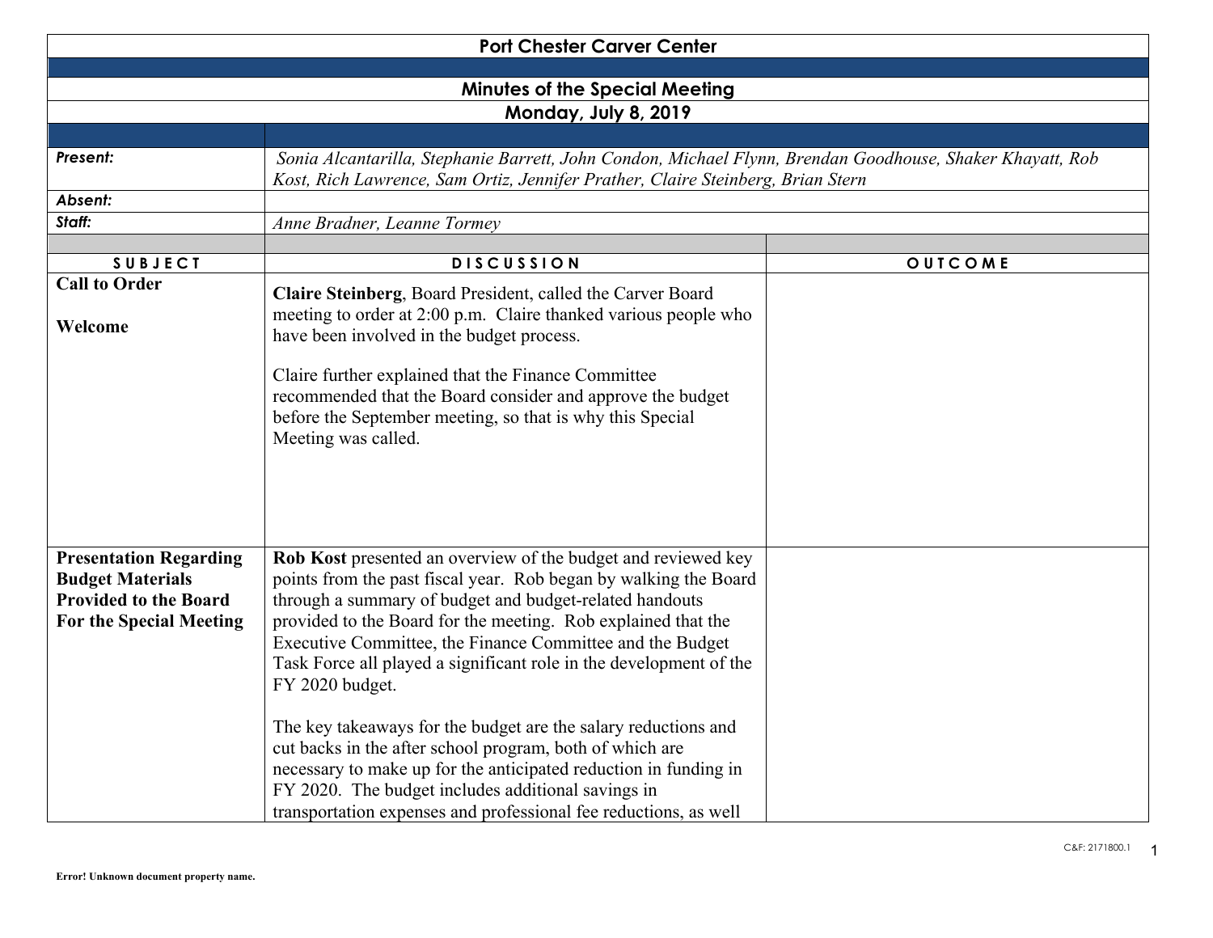# Port Chester Carver Center

## Minutes of the Special Meeting

## Monday, July 8, 2019

| | |
|---|---|
| ***Present:*** | *Sonia Alcantarilla, Stephanie Barrett, John Condon, Michael Flynn, Brendan Goodhouse, Shaker Khayatt, Rob Kost, Rich Lawrence, Sam Ortiz, Jennifer Prather, Claire Steinberg, Brian Stern* |
| ***Absent:*** | |
| ***Staff:*** | *Anne Bradner, Leanne Tormey* |

| SUBJECT | DISCUSSION | OUTCOME |
|---|---|---|
| **Call to Order**<br><br>**Welcome** | **Claire Steinberg**, Board President, called the Carver Board meeting to order at 2:00 p.m. Claire thanked various people who have been involved in the budget process.<br><br>Claire further explained that the Finance Committee recommended that the Board consider and approve the budget before the September meeting, so that is why this Special Meeting was called. | |
| **Presentation Regarding Budget Materials Provided to the Board For the Special Meeting** | **Rob Kost** presented an overview of the budget and reviewed key points from the past fiscal year. Rob began by walking the Board through a summary of budget and budget-related handouts provided to the Board for the meeting. Rob explained that the Executive Committee, the Finance Committee and the Budget Task Force all played a significant role in the development of the FY 2020 budget.<br><br>The key takeaways for the budget are the salary reductions and cut backs in the after school program, both of which are necessary to make up for the anticipated reduction in funding in FY 2020. The budget includes additional savings in transportation expenses and professional fee reductions, as well | |

C&F: 2171800.1

Error! Unknown document property name.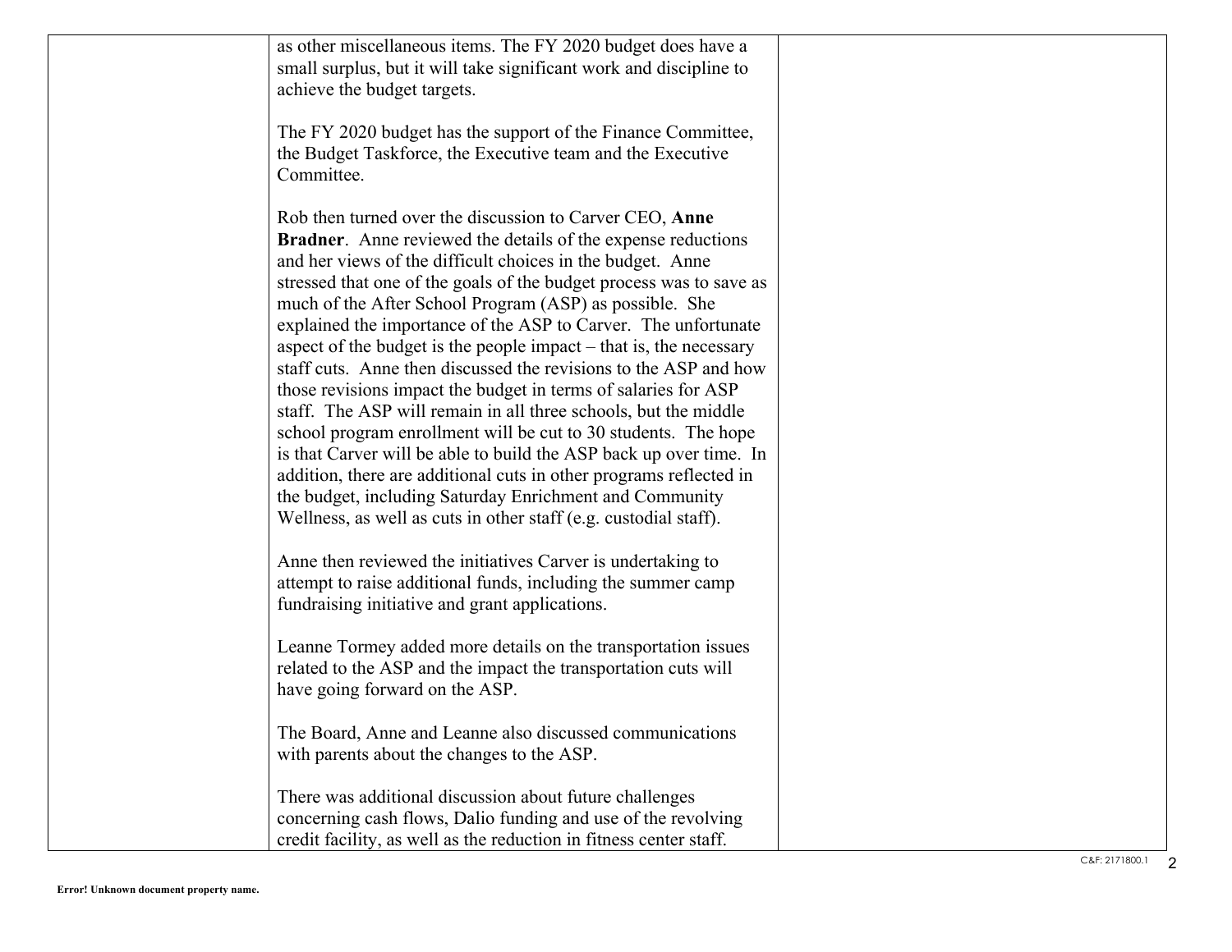| | | |
|---|---|---|
| | as other miscellaneous items. The FY 2020 budget does have a small surplus, but it will take significant work and discipline to achieve the budget targets.<br><br>The FY 2020 budget has the support of the Finance Committee, the Budget Taskforce, the Executive team and the Executive Committee.<br><br>Rob then turned over the discussion to Carver CEO, **Anne Bradner**. Anne reviewed the details of the expense reductions and her views of the difficult choices in the budget. Anne stressed that one of the goals of the budget process was to save as much of the After School Program (ASP) as possible. She explained the importance of the ASP to Carver. The unfortunate aspect of the budget is the people impact – that is, the necessary staff cuts. Anne then discussed the revisions to the ASP and how those revisions impact the budget in terms of salaries for ASP staff. The ASP will remain in all three schools, but the middle school program enrollment will be cut to 30 students. The hope is that Carver will be able to build the ASP back up over time. In addition, there are additional cuts in other programs reflected in the budget, including Saturday Enrichment and Community Wellness, as well as cuts in other staff (e.g. custodial staff).<br><br>Anne then reviewed the initiatives Carver is undertaking to attempt to raise additional funds, including the summer camp fundraising initiative and grant applications.<br><br>Leanne Tormey added more details on the transportation issues related to the ASP and the impact the transportation cuts will have going forward on the ASP.<br><br>The Board, Anne and Leanne also discussed communications with parents about the changes to the ASP.<br><br>There was additional discussion about future challenges concerning cash flows, Dalio funding and use of the revolving credit facility, as well as the reduction in fitness center staff. | |

C&F: 2171800.1

Error! Unknown document property name.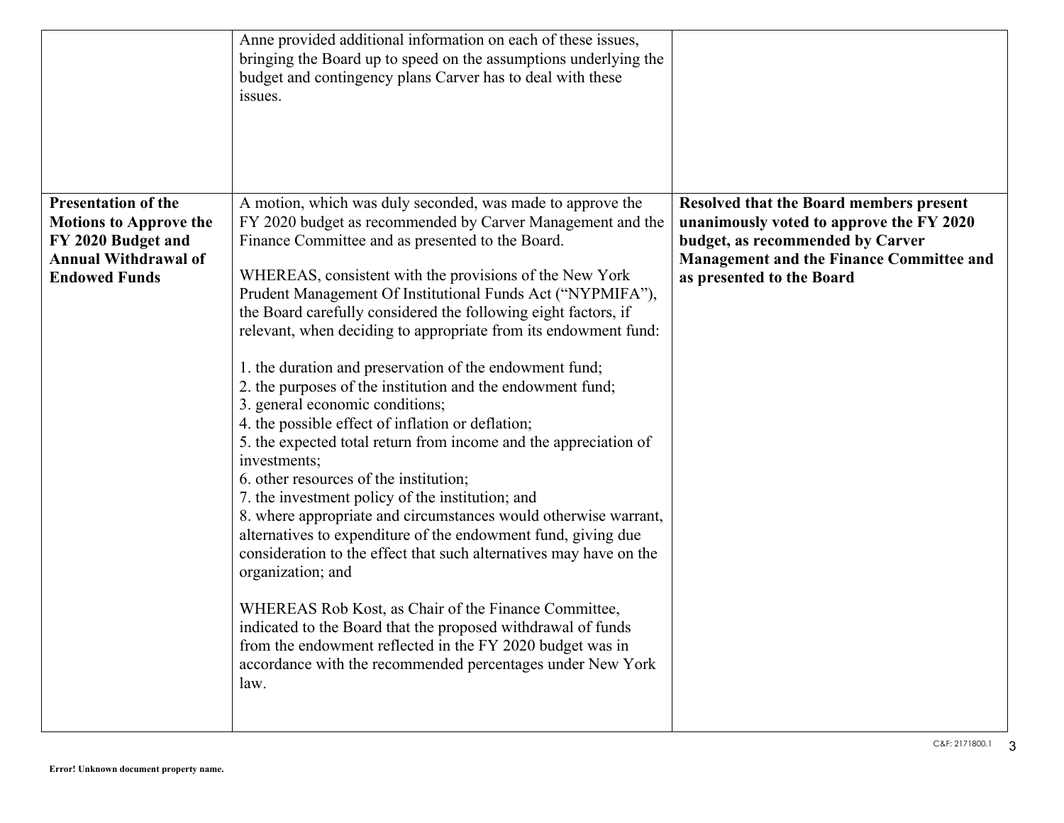| | | |
|---|---|---|
| | Anne provided additional information on each of these issues, bringing the Board up to speed on the assumptions underlying the budget and contingency plans Carver has to deal with these issues. | |
| **Presentation of the Motions to Approve the FY 2020 Budget and Annual Withdrawal of Endowed Funds** | A motion, which was duly seconded, was made to approve the FY 2020 budget as recommended by Carver Management and the Finance Committee and as presented to the Board.<br><br>WHEREAS, consistent with the provisions of the New York Prudent Management Of Institutional Funds Act ("NYPMIFA"), the Board carefully considered the following eight factors, if relevant, when deciding to appropriate from its endowment fund:<br><br>1. the duration and preservation of the endowment fund;<br>2. the purposes of the institution and the endowment fund;<br>3. general economic conditions;<br>4. the possible effect of inflation or deflation;<br>5. the expected total return from income and the appreciation of investments;<br>6. other resources of the institution;<br>7. the investment policy of the institution; and<br>8. where appropriate and circumstances would otherwise warrant, alternatives to expenditure of the endowment fund, giving due consideration to the effect that such alternatives may have on the organization; and<br><br>WHEREAS Rob Kost, as Chair of the Finance Committee, indicated to the Board that the proposed withdrawal of funds from the endowment reflected in the FY 2020 budget was in accordance with the recommended percentages under New York law. | **Resolved that the Board members present unanimously voted to approve the FY 2020 budget, as recommended by Carver Management and the Finance Committee and as presented to the Board** |

C&F: 2171800.1

**Error! Unknown document property name.**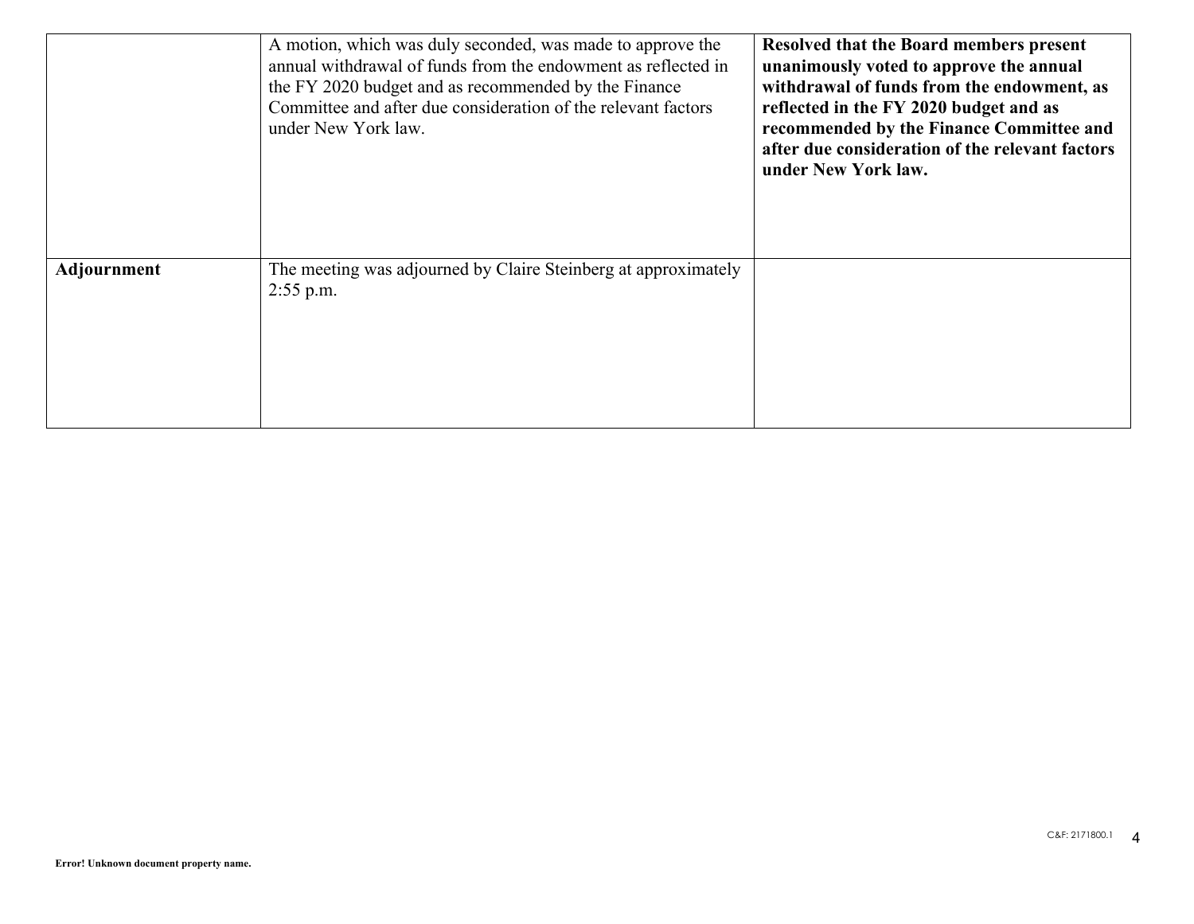| | | |
|---|---|---|
| | A motion, which was duly seconded, was made to approve the annual withdrawal of funds from the endowment as reflected in the FY 2020 budget and as recommended by the Finance Committee and after due consideration of the relevant factors under New York law. | **Resolved that the Board members present unanimously voted to approve the annual withdrawal of funds from the endowment, as reflected in the FY 2020 budget and as recommended by the Finance Committee and after due consideration of the relevant factors under New York law.** |
| **Adjournment** | The meeting was adjourned by Claire Steinberg at approximately 2:55 p.m. | |

C&F: 2171800.1

**Error! Unknown document property name.**